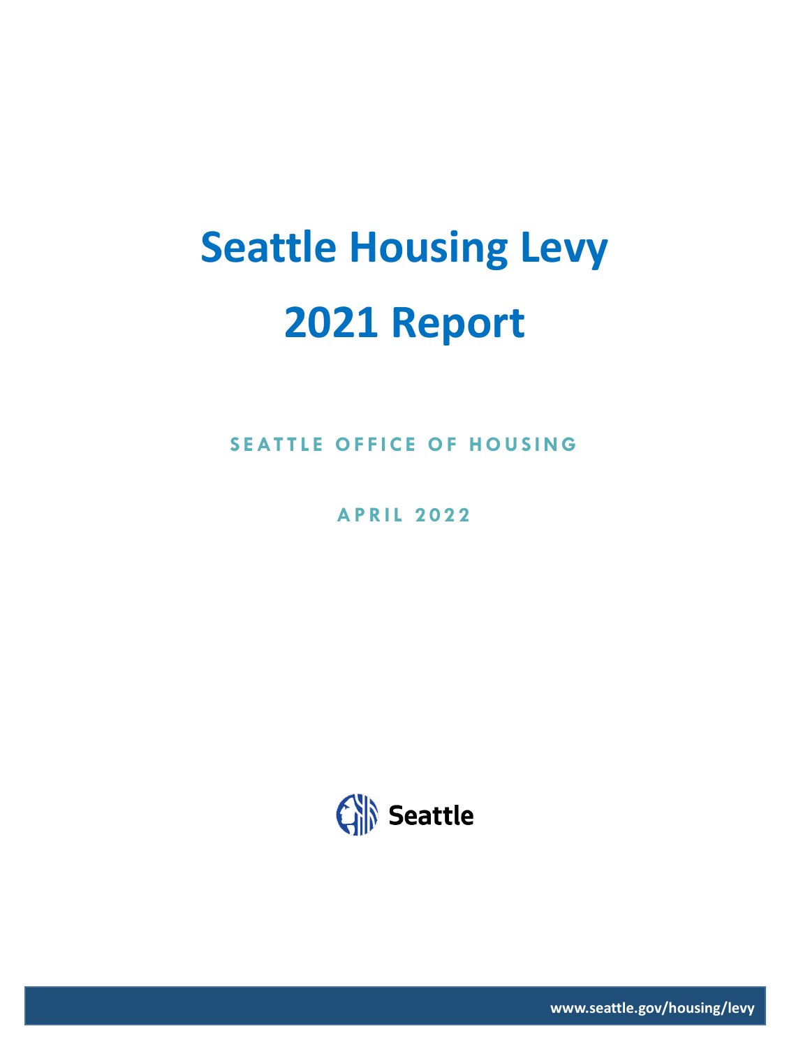# Seattle Housing Levy 2021 Report

SEATTLE OFFICE OF HOUSING

APRIL 2022

Seattle

www.seattle.gov/housing/levy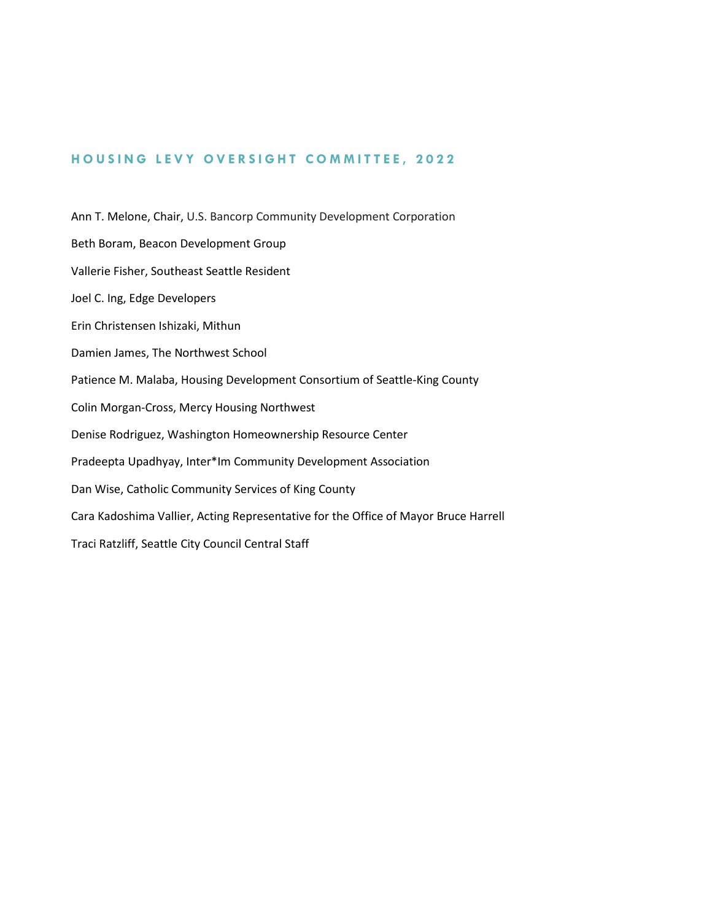## HOUSING LEVY OVERSIGHT COMMITTEE, 2022

Ann T. Melone, Chair, U.S. Bancorp Community Development Corporation

Beth Boram, Beacon Development Group

Vallerie Fisher, Southeast Seattle Resident

Joel C. Ing, Edge Developers

Erin Christensen Ishizaki, Mithun

Damien James, The Northwest School

Patience M. Malaba, Housing Development Consortium of Seattle-King County

Colin Morgan-Cross, Mercy Housing Northwest

Denise Rodriguez, Washington Homeownership Resource Center

Pradeepta Upadhyay, Inter*Im Community Development Association

Dan Wise, Catholic Community Services of King County

Cara Kadoshima Vallier, Acting Representative for the Office of Mayor Bruce Harrell

Traci Ratzliff, Seattle City Council Central Staff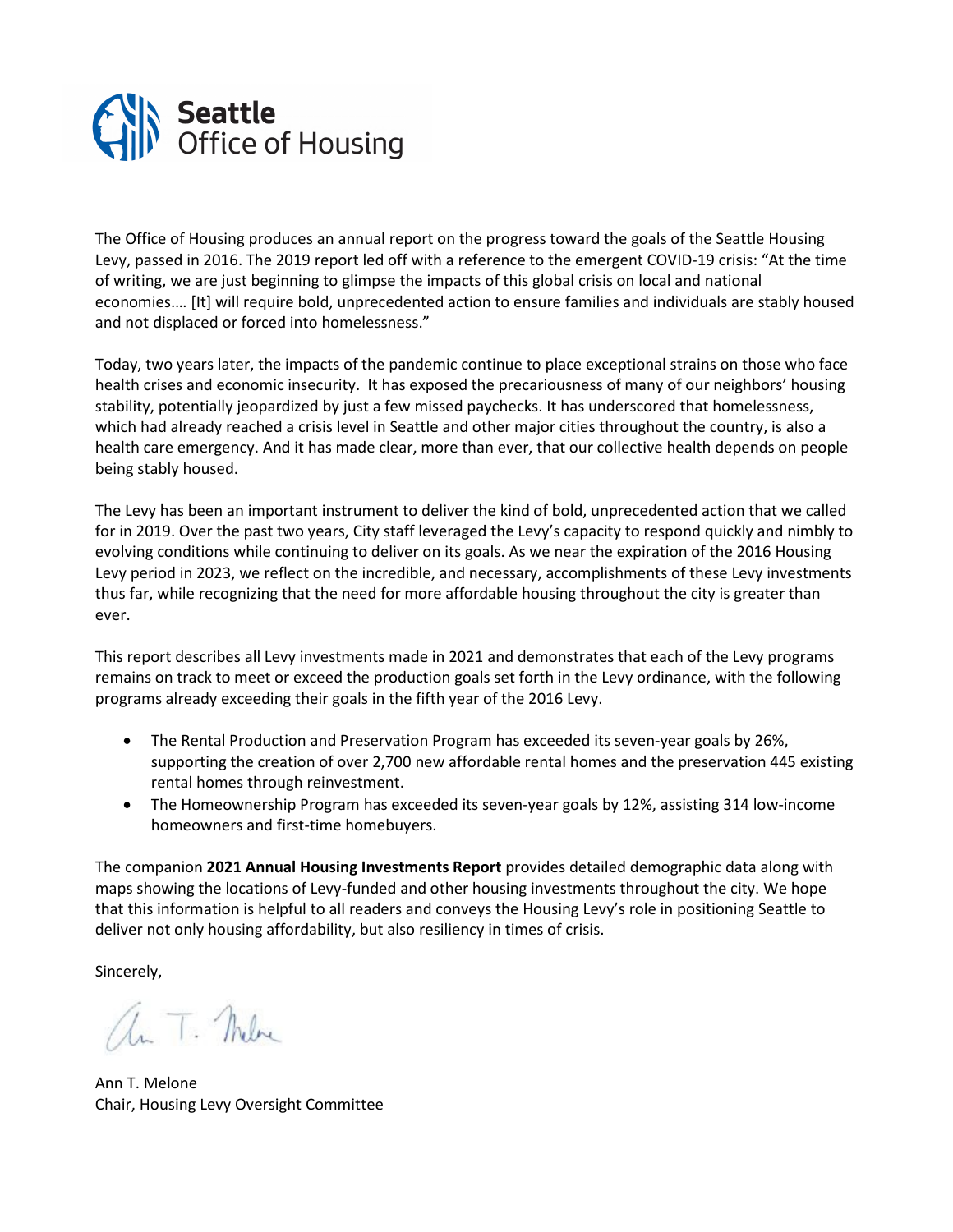**Seattle**
**Office of Housing**

The Office of Housing produces an annual report on the progress toward the goals of the Seattle Housing Levy, passed in 2016. The 2019 report led off with a reference to the emergent COVID-19 crisis: "At the time of writing, we are just beginning to glimpse the impacts of this global crisis on local and national economies.… [It] will require bold, unprecedented action to ensure families and individuals are stably housed and not displaced or forced into homelessness."

Today, two years later, the impacts of the pandemic continue to place exceptional strains on those who face health crises and economic insecurity. It has exposed the precariousness of many of our neighbors' housing stability, potentially jeopardized by just a few missed paychecks. It has underscored that homelessness, which had already reached a crisis level in Seattle and other major cities throughout the country, is also a health care emergency. And it has made clear, more than ever, that our collective health depends on people being stably housed.

The Levy has been an important instrument to deliver the kind of bold, unprecedented action that we called for in 2019. Over the past two years, City staff leveraged the Levy's capacity to respond quickly and nimbly to evolving conditions while continuing to deliver on its goals. As we near the expiration of the 2016 Housing Levy period in 2023, we reflect on the incredible, and necessary, accomplishments of these Levy investments thus far, while recognizing that the need for more affordable housing throughout the city is greater than ever.

This report describes all Levy investments made in 2021 and demonstrates that each of the Levy programs remains on track to meet or exceed the production goals set forth in the Levy ordinance, with the following programs already exceeding their goals in the fifth year of the 2016 Levy.

- The Rental Production and Preservation Program has exceeded its seven-year goals by 26%, supporting the creation of over 2,700 new affordable rental homes and the preservation 445 existing rental homes through reinvestment.
- The Homeownership Program has exceeded its seven-year goals by 12%, assisting 314 low-income homeowners and first-time homebuyers.

The companion **2021 Annual Housing Investments Report** provides detailed demographic data along with maps showing the locations of Levy-funded and other housing investments throughout the city. We hope that this information is helpful to all readers and conveys the Housing Levy's role in positioning Seattle to deliver not only housing affordability, but also resiliency in times of crisis.

Sincerely,

Ann T. Melone
Chair, Housing Levy Oversight Committee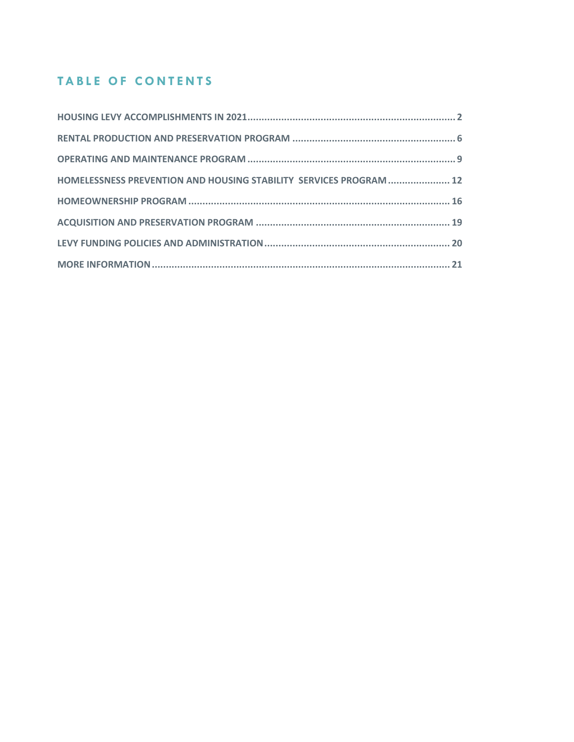## TABLE OF CONTENTS

HOUSING LEVY ACCOMPLISHMENTS IN 2021 ........ 2

RENTAL PRODUCTION AND PRESERVATION PROGRAM ........ 6

OPERATING AND MAINTENANCE PROGRAM ........ 9

HOMELESSNESS PREVENTION AND HOUSING STABILITY SERVICES PROGRAM ........ 12

HOMEOWNERSHIP PROGRAM ........ 16

ACQUISITION AND PRESERVATION PROGRAM ........ 19

LEVY FUNDING POLICIES AND ADMINISTRATION ........ 20

MORE INFORMATION ........ 21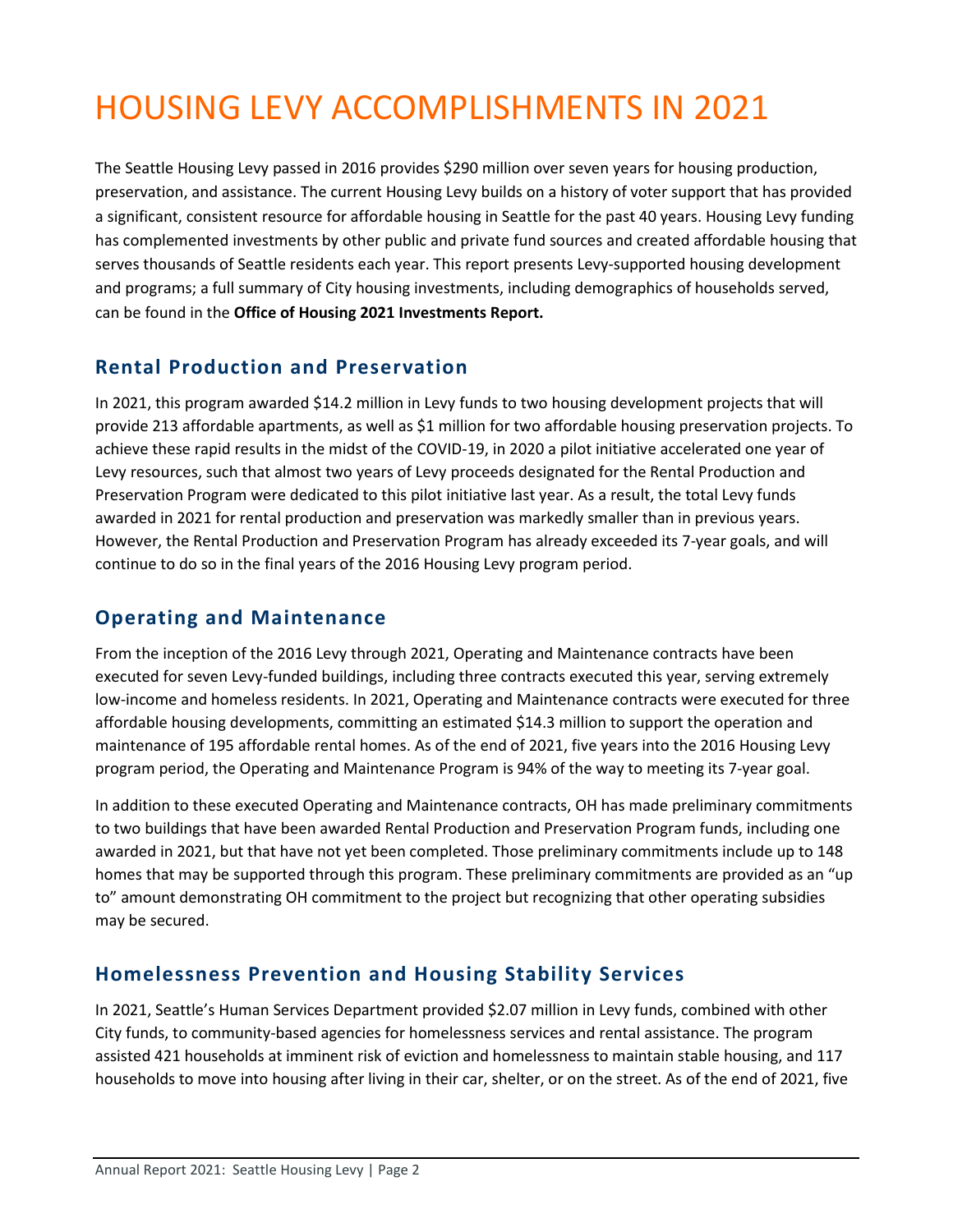# HOUSING LEVY ACCOMPLISHMENTS IN 2021

The Seattle Housing Levy passed in 2016 provides $290 million over seven years for housing production, preservation, and assistance. The current Housing Levy builds on a history of voter support that has provided a significant, consistent resource for affordable housing in Seattle for the past 40 years. Housing Levy funding has complemented investments by other public and private fund sources and created affordable housing that serves thousands of Seattle residents each year. This report presents Levy-supported housing development and programs; a full summary of City housing investments, including demographics of households served, can be found in the **Office of Housing 2021 Investments Report.**

## Rental Production and Preservation

In 2021, this program awarded $14.2 million in Levy funds to two housing development projects that will provide 213 affordable apartments, as well as $1 million for two affordable housing preservation projects. To achieve these rapid results in the midst of the COVID-19, in 2020 a pilot initiative accelerated one year of Levy resources, such that almost two years of Levy proceeds designated for the Rental Production and Preservation Program were dedicated to this pilot initiative last year. As a result, the total Levy funds awarded in 2021 for rental production and preservation was markedly smaller than in previous years. However, the Rental Production and Preservation Program has already exceeded its 7-year goals, and will continue to do so in the final years of the 2016 Housing Levy program period.

## Operating and Maintenance

From the inception of the 2016 Levy through 2021, Operating and Maintenance contracts have been executed for seven Levy-funded buildings, including three contracts executed this year, serving extremely low-income and homeless residents. In 2021, Operating and Maintenance contracts were executed for three affordable housing developments, committing an estimated $14.3 million to support the operation and maintenance of 195 affordable rental homes. As of the end of 2021, five years into the 2016 Housing Levy program period, the Operating and Maintenance Program is 94% of the way to meeting its 7-year goal.

In addition to these executed Operating and Maintenance contracts, OH has made preliminary commitments to two buildings that have been awarded Rental Production and Preservation Program funds, including one awarded in 2021, but that have not yet been completed. Those preliminary commitments include up to 148 homes that may be supported through this program. These preliminary commitments are provided as an "up to" amount demonstrating OH commitment to the project but recognizing that other operating subsidies may be secured.

## Homelessness Prevention and Housing Stability Services

In 2021, Seattle's Human Services Department provided $2.07 million in Levy funds, combined with other City funds, to community-based agencies for homelessness services and rental assistance. The program assisted 421 households at imminent risk of eviction and homelessness to maintain stable housing, and 117 households to move into housing after living in their car, shelter, or on the street. As of the end of 2021, five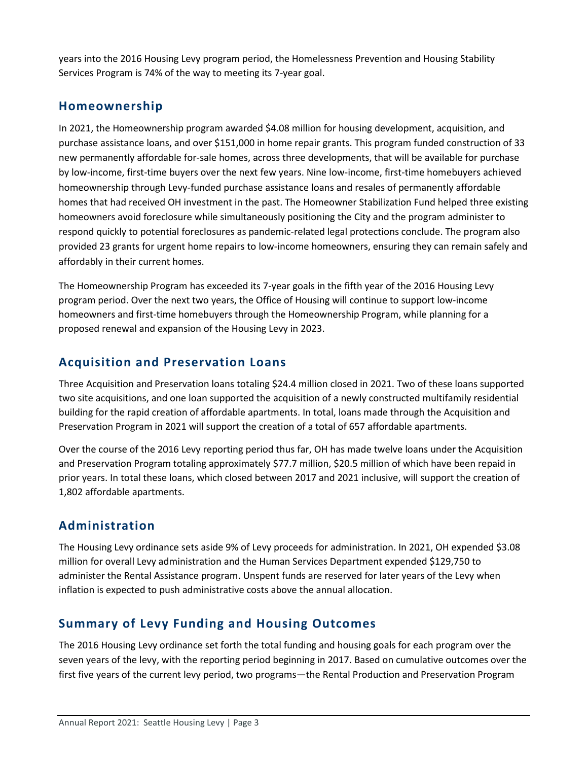years into the 2016 Housing Levy program period, the Homelessness Prevention and Housing Stability Services Program is 74% of the way to meeting its 7-year goal.

## Homeownership

In 2021, the Homeownership program awarded $4.08 million for housing development, acquisition, and purchase assistance loans, and over $151,000 in home repair grants. This program funded construction of 33 new permanently affordable for-sale homes, across three developments, that will be available for purchase by low-income, first-time buyers over the next few years. Nine low-income, first-time homebuyers achieved homeownership through Levy-funded purchase assistance loans and resales of permanently affordable homes that had received OH investment in the past. The Homeowner Stabilization Fund helped three existing homeowners avoid foreclosure while simultaneously positioning the City and the program administer to respond quickly to potential foreclosures as pandemic-related legal protections conclude. The program also provided 23 grants for urgent home repairs to low-income homeowners, ensuring they can remain safely and affordably in their current homes.

The Homeownership Program has exceeded its 7-year goals in the fifth year of the 2016 Housing Levy program period. Over the next two years, the Office of Housing will continue to support low-income homeowners and first-time homebuyers through the Homeownership Program, while planning for a proposed renewal and expansion of the Housing Levy in 2023.

## Acquisition and Preservation Loans

Three Acquisition and Preservation loans totaling $24.4 million closed in 2021. Two of these loans supported two site acquisitions, and one loan supported the acquisition of a newly constructed multifamily residential building for the rapid creation of affordable apartments. In total, loans made through the Acquisition and Preservation Program in 2021 will support the creation of a total of 657 affordable apartments.

Over the course of the 2016 Levy reporting period thus far, OH has made twelve loans under the Acquisition and Preservation Program totaling approximately $77.7 million, $20.5 million of which have been repaid in prior years. In total these loans, which closed between 2017 and 2021 inclusive, will support the creation of 1,802 affordable apartments.

## Administration

The Housing Levy ordinance sets aside 9% of Levy proceeds for administration. In 2021, OH expended $3.08 million for overall Levy administration and the Human Services Department expended $129,750 to administer the Rental Assistance program. Unspent funds are reserved for later years of the Levy when inflation is expected to push administrative costs above the annual allocation.

## Summary of Levy Funding and Housing Outcomes

The 2016 Housing Levy ordinance set forth the total funding and housing goals for each program over the seven years of the levy, with the reporting period beginning in 2017. Based on cumulative outcomes over the first five years of the current levy period, two programs—the Rental Production and Preservation Program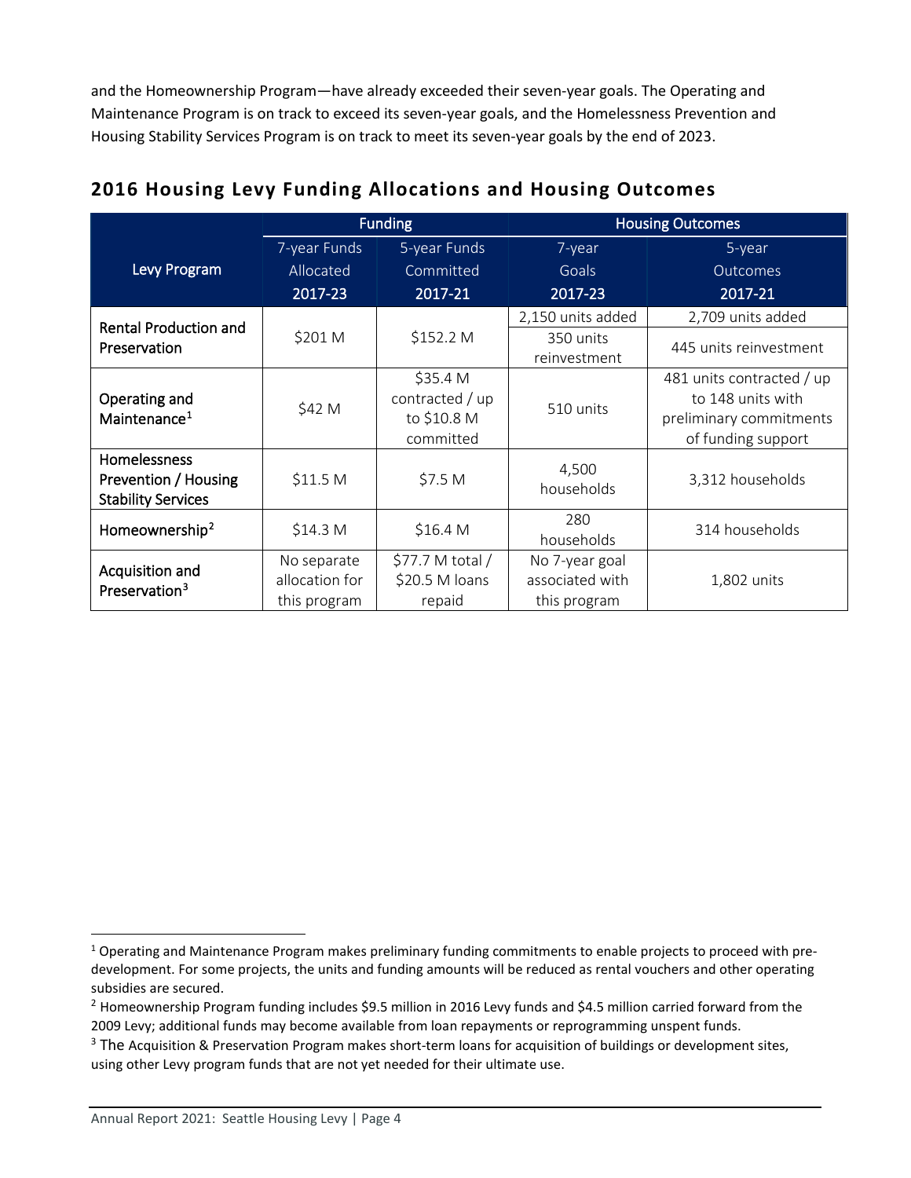and the Homeownership Program—have already exceeded their seven-year goals. The Operating and Maintenance Program is on track to exceed its seven-year goals, and the Homelessness Prevention and Housing Stability Services Program is on track to meet its seven-year goals by the end of 2023.

## 2016 Housing Levy Funding Allocations and Housing Outcomes

| Levy Program | Funding | | Housing Outcomes | |
|---|---|---|---|---|
| | 7-year Funds Allocated 2017-23 | 5-year Funds Committed 2017-21 | 7-year Goals 2017-23 | 5-year Outcomes 2017-21 |
| Rental Production and Preservation | $201 M | $152.2 M | 2,150 units added | 2,709 units added |
| | | | 350 units reinvestment | 445 units reinvestment |
| Operating and Maintenance[1] | $42 M | $35.4 M contracted / up to $10.8 M committed | 510 units | 481 units contracted / up to 148 units with preliminary commitments of funding support |
| Homelessness Prevention / Housing Stability Services | $11.5 M | $7.5 M | 4,500 households | 3,312 households |
| Homeownership[2] | $14.3 M | $16.4 M | 280 households | 314 households |
| Acquisition and Preservation[3] | No separate allocation for this program | $77.7 M total / $20.5 M loans repaid | No 7-year goal associated with this program | 1,802 units |

[1] Operating and Maintenance Program makes preliminary funding commitments to enable projects to proceed with pre-development. For some projects, the units and funding amounts will be reduced as rental vouchers and other operating subsidies are secured.

[2] Homeownership Program funding includes $9.5 million in 2016 Levy funds and $4.5 million carried forward from the 2009 Levy; additional funds may become available from loan repayments or reprogramming unspent funds.

[3] The Acquisition & Preservation Program makes short-term loans for acquisition of buildings or development sites, using other Levy program funds that are not yet needed for their ultimate use.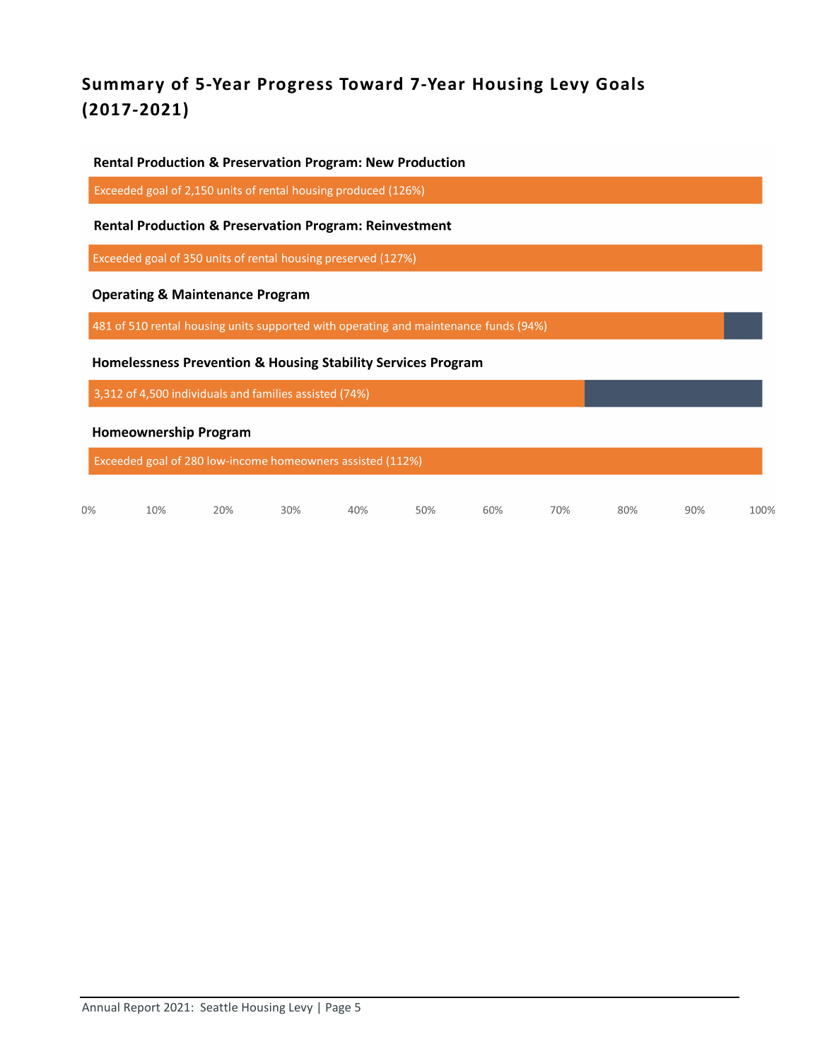## Summary of 5-Year Progress Toward 7-Year Housing Levy Goals (2017-2021)

**Rental Production & Preservation Program: New Production**

Exceeded goal of 2,150 units of rental housing produced (126%)

**Rental Production & Preservation Program: Reinvestment**

Exceeded goal of 350 units of rental housing preserved (127%)

**Operating & Maintenance Program**

481 of 510 rental housing units supported with operating and maintenance funds (94%)

**Homelessness Prevention & Housing Stability Services Program**

3,312 of 4,500 individuals and families assisted (74%)

**Homeownership Program**

Exceeded goal of 280 low-income homeowners assisted (112%)

0% 10% 20% 30% 40% 50% 60% 70% 80% 90% 100%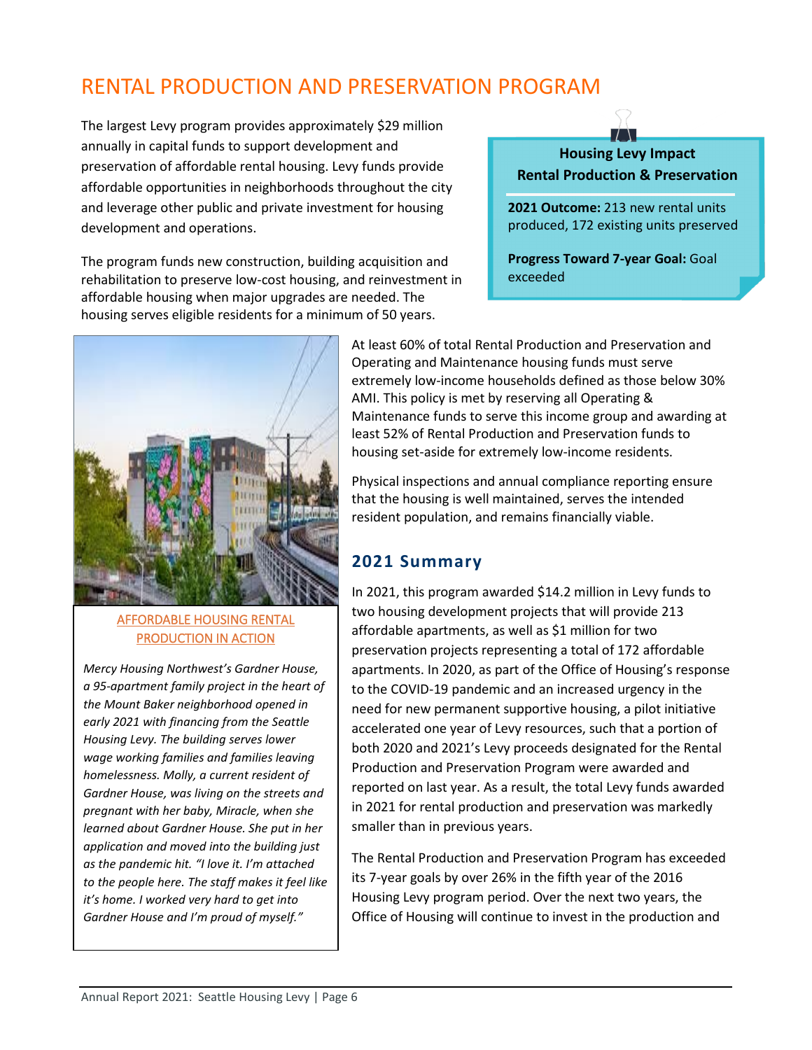# RENTAL PRODUCTION AND PRESERVATION PROGRAM

The largest Levy program provides approximately $29 million annually in capital funds to support development and preservation of affordable rental housing. Levy funds provide affordable opportunities in neighborhoods throughout the city and leverage other public and private investment for housing development and operations.

The program funds new construction, building acquisition and rehabilitation to preserve low-cost housing, and reinvestment in affordable housing when major upgrades are needed. The housing serves eligible residents for a minimum of 50 years.

> **Housing Levy Impact**
> **Rental Production & Preservation**
>
> **2021 Outcome:** 213 new rental units produced, 172 existing units preserved
>
> **Progress Toward 7-year Goal:** Goal exceeded

**AFFORDABLE HOUSING RENTAL PRODUCTION IN ACTION**

*Mercy Housing Northwest's Gardner House, a 95-apartment family project in the heart of the Mount Baker neighborhood opened in early 2021 with financing from the Seattle Housing Levy. The building serves lower wage working families and families leaving homelessness. Molly, a current resident of Gardner House, was living on the streets and pregnant with her baby, Miracle, when she learned about Gardner House. She put in her application and moved into the building just as the pandemic hit. "I love it. I'm attached to the people here. The staff makes it feel like it's home. I worked very hard to get into Gardner House and I'm proud of myself."*

At least 60% of total Rental Production and Preservation and Operating and Maintenance housing funds must serve extremely low-income households defined as those below 30% AMI. This policy is met by reserving all Operating & Maintenance funds to serve this income group and awarding at least 52% of Rental Production and Preservation funds to housing set-aside for extremely low-income residents.

Physical inspections and annual compliance reporting ensure that the housing is well maintained, serves the intended resident population, and remains financially viable.

## 2021 Summary

In 2021, this program awarded $14.2 million in Levy funds to two housing development projects that will provide 213 affordable apartments, as well as $1 million for two preservation projects representing a total of 172 affordable apartments. In 2020, as part of the Office of Housing's response to the COVID-19 pandemic and an increased urgency in the need for new permanent supportive housing, a pilot initiative accelerated one year of Levy resources, such that a portion of both 2020 and 2021's Levy proceeds designated for the Rental Production and Preservation Program were awarded and reported on last year. As a result, the total Levy funds awarded in 2021 for rental production and preservation was markedly smaller than in previous years.

The Rental Production and Preservation Program has exceeded its 7-year goals by over 26% in the fifth year of the 2016 Housing Levy program period. Over the next two years, the Office of Housing will continue to invest in the production and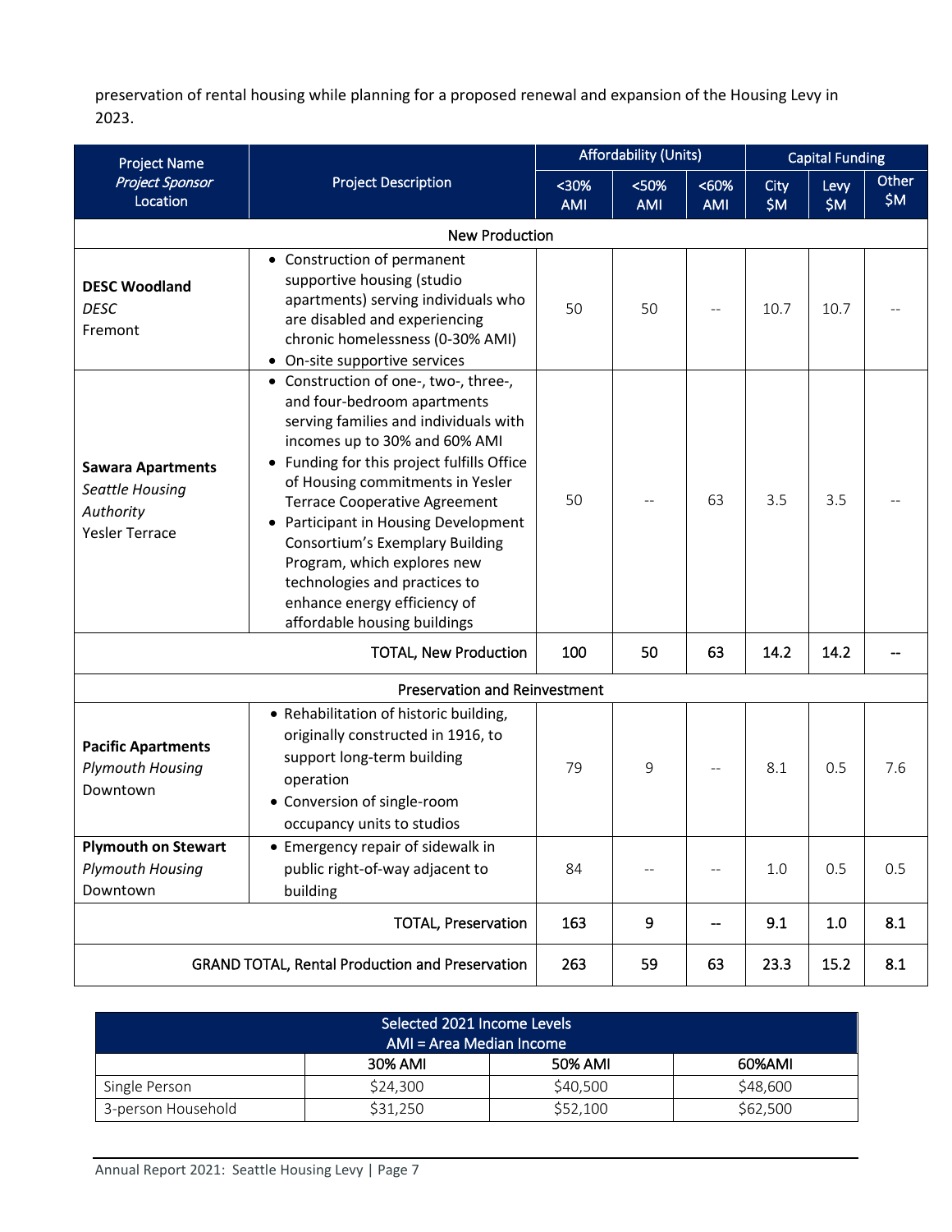preservation of rental housing while planning for a proposed renewal and expansion of the Housing Levy in 2023.

| Project Name<br>*Project Sponsor*<br>Location | Project Description | Affordability (Units) | | | Capital Funding | | |
|---|---|---|---|---|---|---|---|
| | | <30% AMI | <50% AMI | <60% AMI | City $M | Levy $M | Other $M |
| New Production | | | | | | | |
| **DESC Woodland**<br>*DESC*<br>Fremont | • Construction of permanent supportive housing (studio apartments) serving individuals who are disabled and experiencing chronic homelessness (0-30% AMI)<br>• On-site supportive services | 50 | 50 | -- | 10.7 | 10.7 | -- |
| **Sawara Apartments**<br>*Seattle Housing Authority*<br>Yesler Terrace | • Construction of one-, two-, three-, and four-bedroom apartments serving families and individuals with incomes up to 30% and 60% AMI<br>• Funding for this project fulfills Office of Housing commitments in Yesler Terrace Cooperative Agreement<br>• Participant in Housing Development Consortium's Exemplary Building Program, which explores new technologies and practices to enhance energy efficiency of affordable housing buildings | 50 | -- | 63 | 3.5 | 3.5 | -- |
| **TOTAL, New Production** | | **100** | **50** | **63** | **14.2** | **14.2** | **--** |
| Preservation and Reinvestment | | | | | | | |
| **Pacific Apartments**<br>*Plymouth Housing*<br>Downtown | • Rehabilitation of historic building, originally constructed in 1916, to support long-term building operation<br>• Conversion of single-room occupancy units to studios | 79 | 9 | -- | 8.1 | 0.5 | 7.6 |
| **Plymouth on Stewart**<br>*Plymouth Housing*<br>Downtown | • Emergency repair of sidewalk in public right-of-way adjacent to building | 84 | -- | -- | 1.0 | 0.5 | 0.5 |
| **TOTAL, Preservation** | | **163** | **9** | **--** | **9.1** | **1.0** | **8.1** |
| **GRAND TOTAL, Rental Production and Preservation** | | **263** | **59** | **63** | **23.3** | **15.2** | **8.1** |

| Selected 2021 Income Levels<br>AMI = Area Median Income | | | |
|---|---|---|---|
| | 30% AMI | 50% AMI | 60%AMI |
| Single Person | $24,300 | $40,500 | $48,600 |
| 3-person Household | $31,250 | $52,100 | $62,500 |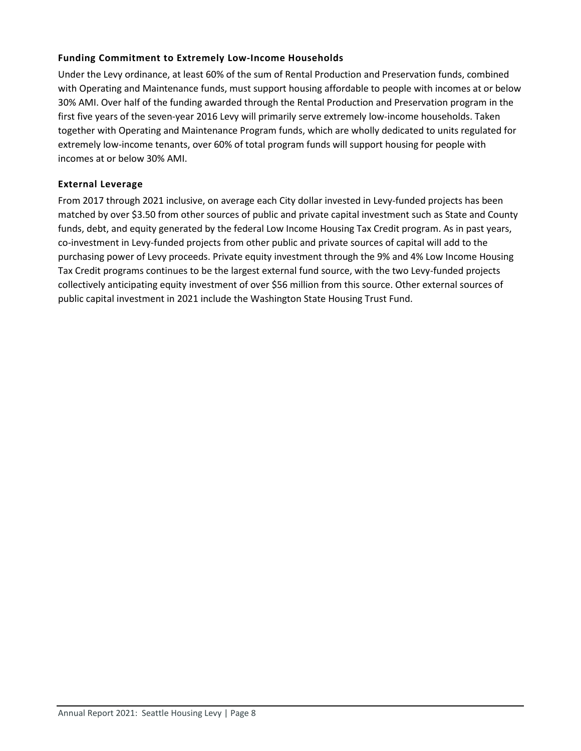### Funding Commitment to Extremely Low-Income Households

Under the Levy ordinance, at least 60% of the sum of Rental Production and Preservation funds, combined with Operating and Maintenance funds, must support housing affordable to people with incomes at or below 30% AMI. Over half of the funding awarded through the Rental Production and Preservation program in the first five years of the seven-year 2016 Levy will primarily serve extremely low-income households. Taken together with Operating and Maintenance Program funds, which are wholly dedicated to units regulated for extremely low-income tenants, over 60% of total program funds will support housing for people with incomes at or below 30% AMI.

### External Leverage

From 2017 through 2021 inclusive, on average each City dollar invested in Levy-funded projects has been matched by over $3.50 from other sources of public and private capital investment such as State and County funds, debt, and equity generated by the federal Low Income Housing Tax Credit program. As in past years, co-investment in Levy-funded projects from other public and private sources of capital will add to the purchasing power of Levy proceeds. Private equity investment through the 9% and 4% Low Income Housing Tax Credit programs continues to be the largest external fund source, with the two Levy-funded projects collectively anticipating equity investment of over $56 million from this source. Other external sources of public capital investment in 2021 include the Washington State Housing Trust Fund.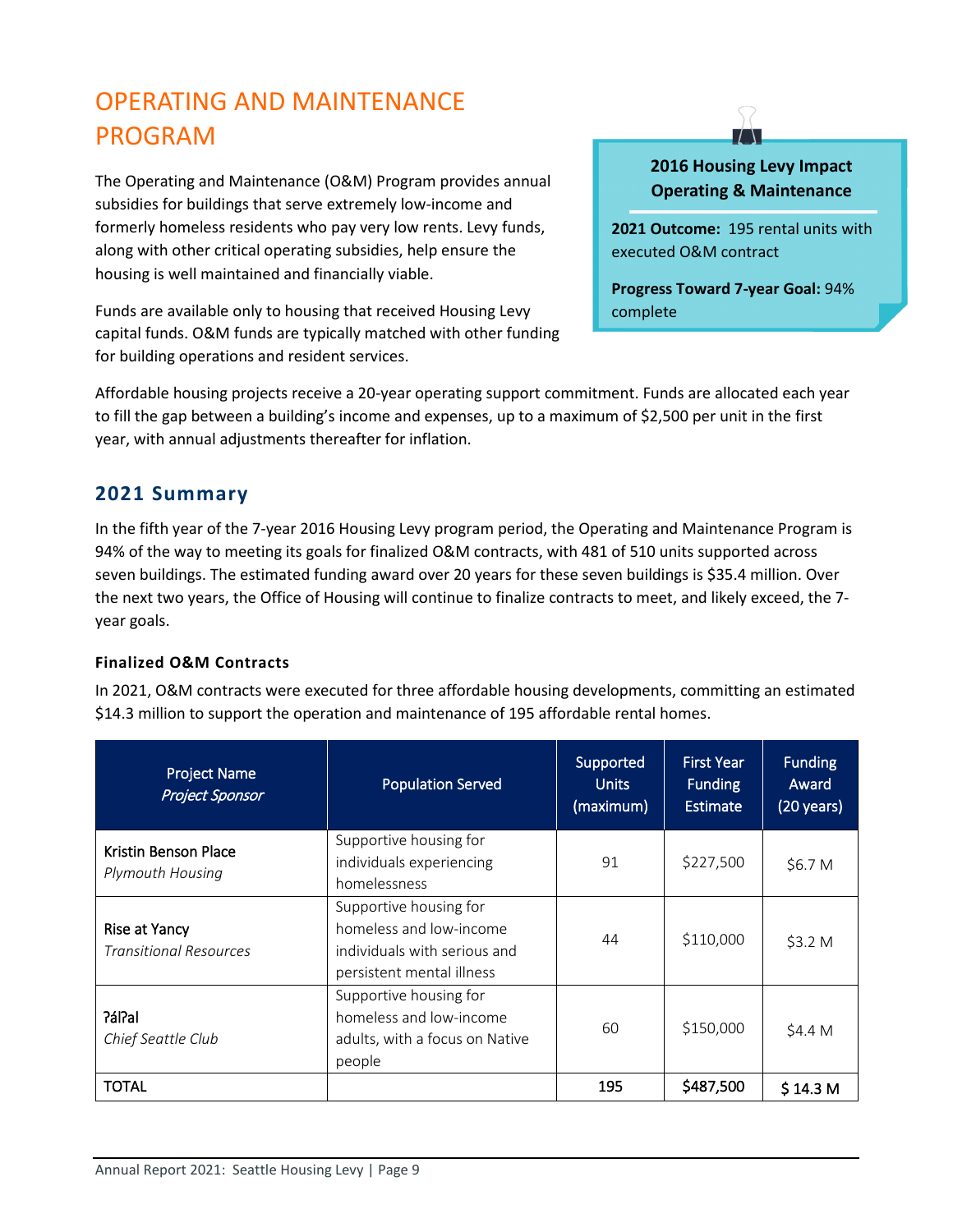# OPERATING AND MAINTENANCE PROGRAM

The Operating and Maintenance (O&M) Program provides annual subsidies for buildings that serve extremely low-income and formerly homeless residents who pay very low rents. Levy funds, along with other critical operating subsidies, help ensure the housing is well maintained and financially viable.

Funds are available only to housing that received Housing Levy capital funds. O&M funds are typically matched with other funding for building operations and resident services.

> **2016 Housing Levy Impact**
> **Operating & Maintenance**
>
> **2021 Outcome:** 195 rental units with executed O&M contract
>
> **Progress Toward 7-year Goal:** 94% complete

Affordable housing projects receive a 20-year operating support commitment. Funds are allocated each year to fill the gap between a building's income and expenses, up to a maximum of $2,500 per unit in the first year, with annual adjustments thereafter for inflation.

## 2021 Summary

In the fifth year of the 7-year 2016 Housing Levy program period, the Operating and Maintenance Program is 94% of the way to meeting its goals for finalized O&M contracts, with 481 of 510 units supported across seven buildings. The estimated funding award over 20 years for these seven buildings is $35.4 million. Over the next two years, the Office of Housing will continue to finalize contracts to meet, and likely exceed, the 7-year goals.

### Finalized O&M Contracts

In 2021, O&M contracts were executed for three affordable housing developments, committing an estimated $14.3 million to support the operation and maintenance of 195 affordable rental homes.

| Project Name<br>*Project Sponsor* | Population Served | Supported Units (maximum) | First Year Funding Estimate | Funding Award (20 years) |
|---|---|---|---|---|
| Kristin Benson Place<br>*Plymouth Housing* | Supportive housing for individuals experiencing homelessness | 91 | $227,500 | $6.7 M |
| Rise at Yancy<br>*Transitional Resources* | Supportive housing for homeless and low-income individuals with serious and persistent mental illness | 44 | $110,000 | $3.2 M |
| ʔálʔal<br>*Chief Seattle Club* | Supportive housing for homeless and low-income adults, with a focus on Native people | 60 | $150,000 | $4.4 M |
| TOTAL | | **195** | **$487,500** | **$ 14.3 M** |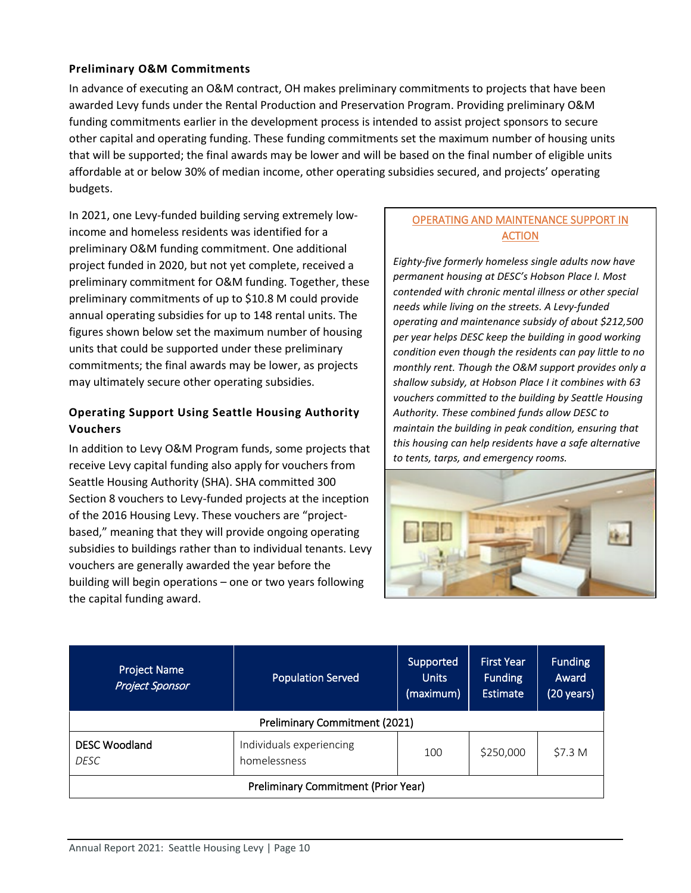### Preliminary O&M Commitments

In advance of executing an O&M contract, OH makes preliminary commitments to projects that have been awarded Levy funds under the Rental Production and Preservation Program. Providing preliminary O&M funding commitments earlier in the development process is intended to assist project sponsors to secure other capital and operating funding. These funding commitments set the maximum number of housing units that will be supported; the final awards may be lower and will be based on the final number of eligible units affordable at or below 30% of median income, other operating subsidies secured, and projects' operating budgets.

In 2021, one Levy-funded building serving extremely low-income and homeless residents was identified for a preliminary O&M funding commitment. One additional project funded in 2020, but not yet complete, received a preliminary commitment for O&M funding. Together, these preliminary commitments of up to $10.8 M could provide annual operating subsidies for up to 148 rental units. The figures shown below set the maximum number of housing units that could be supported under these preliminary commitments; the final awards may be lower, as projects may ultimately secure other operating subsidies.

### Operating Support Using Seattle Housing Authority Vouchers

In addition to Levy O&M Program funds, some projects that receive Levy capital funding also apply for vouchers from Seattle Housing Authority (SHA). SHA committed 300 Section 8 vouchers to Levy-funded projects at the inception of the 2016 Housing Levy. These vouchers are "project-based," meaning that they will provide ongoing operating subsidies to buildings rather than to individual tenants. Levy vouchers are generally awarded the year before the building will begin operations – one or two years following the capital funding award.

**OPERATING AND MAINTENANCE SUPPORT IN ACTION**

*Eighty-five formerly homeless single adults now have permanent housing at DESC's Hobson Place I. Most contended with chronic mental illness or other special needs while living on the streets. A Levy-funded operating and maintenance subsidy of about $212,500 per year helps DESC keep the building in good working condition even though the residents can pay little to no monthly rent. Though the O&M support provides only a shallow subsidy, at Hobson Place I it combines with 63 vouchers committed to the building by Seattle Housing Authority. These combined funds allow DESC to maintain the building in peak condition, ensuring that this housing can help residents have a safe alternative to tents, tarps, and emergency rooms.*

| Project Name<br>*Project Sponsor* | Population Served | Supported Units (maximum) | First Year Funding Estimate | Funding Award (20 years) |
|---|---|---|---|---|
| **Preliminary Commitment (2021)** | | | | |
| DESC Woodland<br>*DESC* | Individuals experiencing homelessness | 100 | $250,000 | $7.3 M |
| **Preliminary Commitment (Prior Year)** | | | | |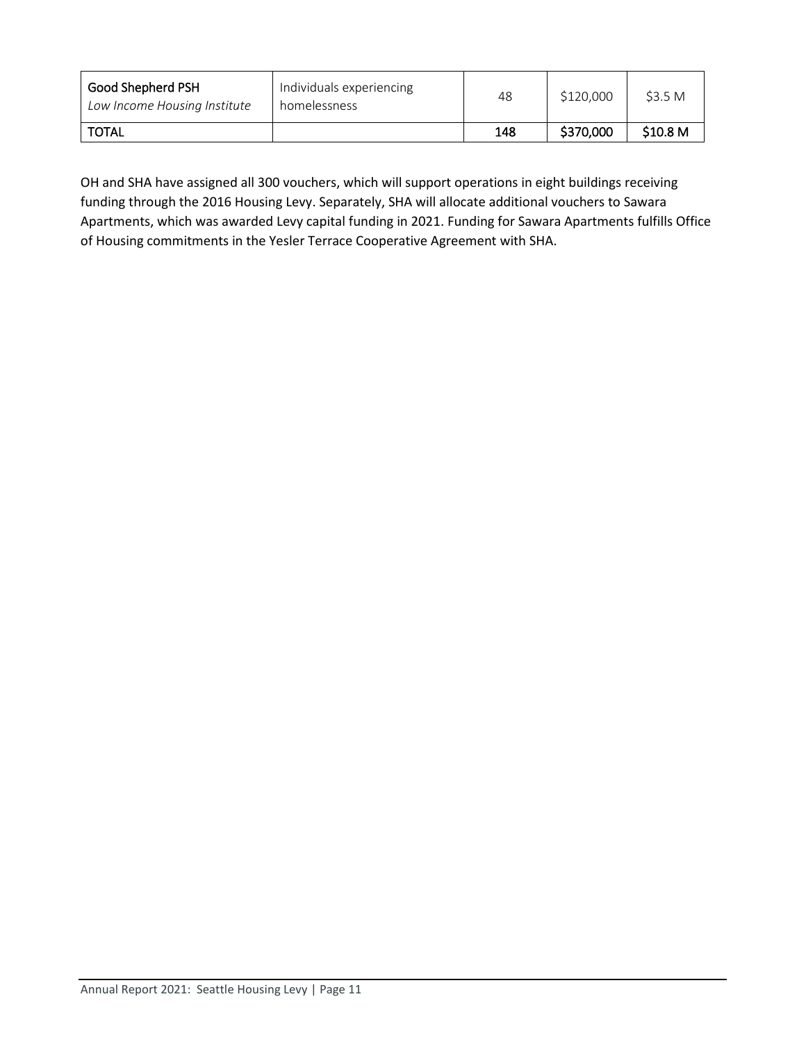| | | | | |
|---|---|---|---|---|
| **Good Shepherd PSH** *Low Income Housing Institute* | Individuals experiencing homelessness | 48 | \$120,000 | \$3.5 M |
| **TOTAL** | | **148** | **\$370,000** | **\$10.8 M** |

OH and SHA have assigned all 300 vouchers, which will support operations in eight buildings receiving funding through the 2016 Housing Levy. Separately, SHA will allocate additional vouchers to Sawara Apartments, which was awarded Levy capital funding in 2021. Funding for Sawara Apartments fulfills Office of Housing commitments in the Yesler Terrace Cooperative Agreement with SHA.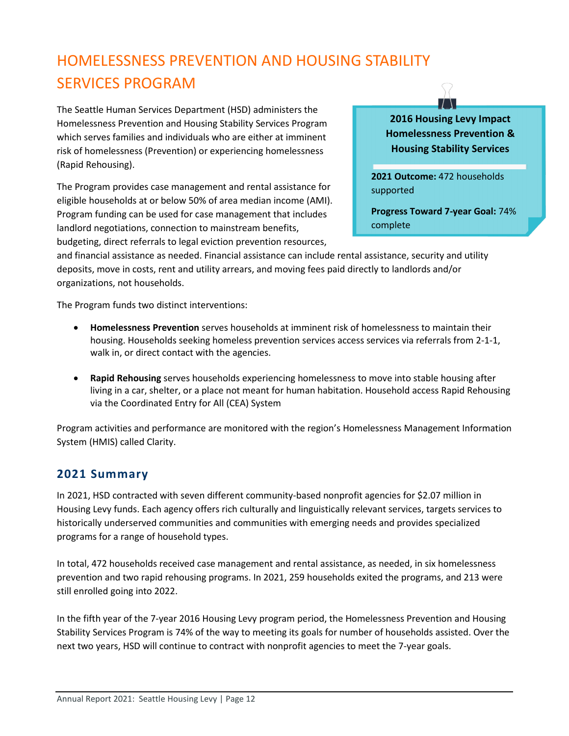# HOMELESSNESS PREVENTION AND HOUSING STABILITY SERVICES PROGRAM

The Seattle Human Services Department (HSD) administers the Homelessness Prevention and Housing Stability Services Program which serves families and individuals who are either at imminent risk of homelessness (Prevention) or experiencing homelessness (Rapid Rehousing).

**2016 Housing Levy Impact Homelessness Prevention & Housing Stability Services**

**2021 Outcome:** 472 households supported

**Progress Toward 7-year Goal:** 74% complete

The Program provides case management and rental assistance for eligible households at or below 50% of area median income (AMI). Program funding can be used for case management that includes landlord negotiations, connection to mainstream benefits, budgeting, direct referrals to legal eviction prevention resources, and financial assistance as needed. Financial assistance can include rental assistance, security and utility deposits, move in costs, rent and utility arrears, and moving fees paid directly to landlords and/or organizations, not households.

The Program funds two distinct interventions:

- **Homelessness Prevention** serves households at imminent risk of homelessness to maintain their housing. Households seeking homeless prevention services access services via referrals from 2-1-1, walk in, or direct contact with the agencies.

- **Rapid Rehousing** serves households experiencing homelessness to move into stable housing after living in a car, shelter, or a place not meant for human habitation. Household access Rapid Rehousing via the Coordinated Entry for All (CEA) System

Program activities and performance are monitored with the region's Homelessness Management Information System (HMIS) called Clarity.

## 2021 Summary

In 2021, HSD contracted with seven different community-based nonprofit agencies for $2.07 million in Housing Levy funds. Each agency offers rich culturally and linguistically relevant services, targets services to historically underserved communities and communities with emerging needs and provides specialized programs for a range of household types.

In total, 472 households received case management and rental assistance, as needed, in six homelessness prevention and two rapid rehousing programs. In 2021, 259 households exited the programs, and 213 were still enrolled going into 2022.

In the fifth year of the 7-year 2016 Housing Levy program period, the Homelessness Prevention and Housing Stability Services Program is 74% of the way to meeting its goals for number of households assisted. Over the next two years, HSD will continue to contract with nonprofit agencies to meet the 7-year goals.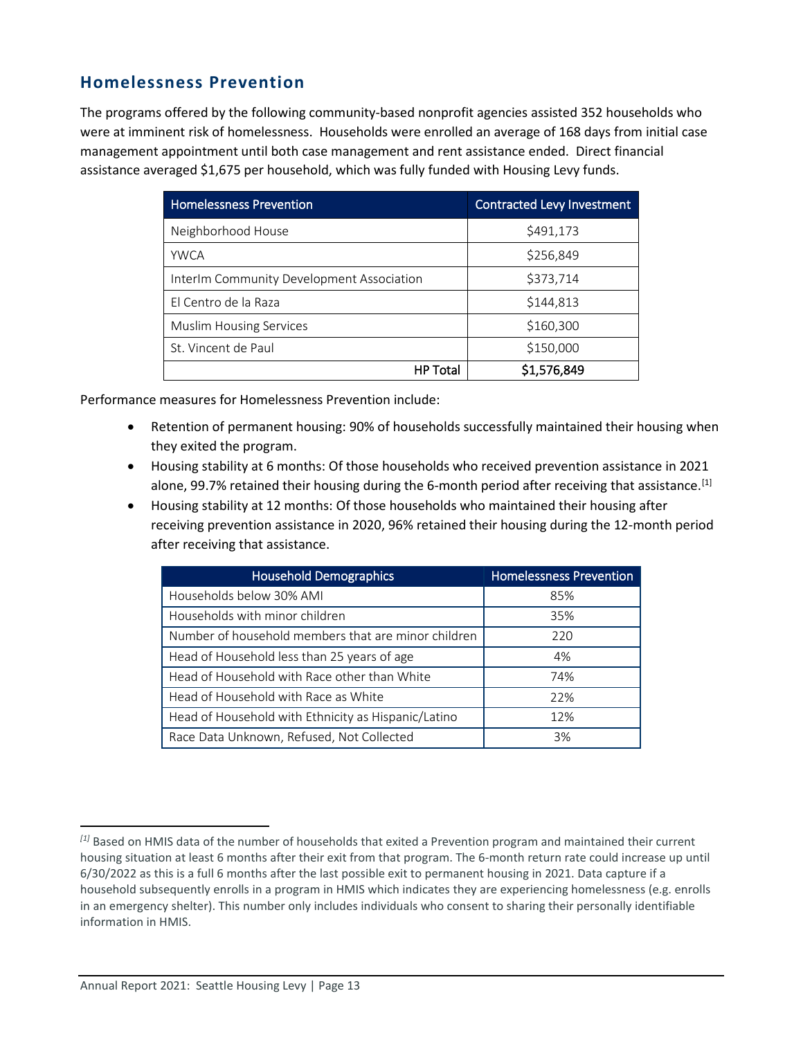## Homelessness Prevention

The programs offered by the following community-based nonprofit agencies assisted 352 households who were at imminent risk of homelessness. Households were enrolled an average of 168 days from initial case management appointment until both case management and rent assistance ended. Direct financial assistance averaged $1,675 per household, which was fully funded with Housing Levy funds.

| Homelessness Prevention | Contracted Levy Investment |
|---|---|
| Neighborhood House | $491,173 |
| YWCA | $256,849 |
| InterIm Community Development Association | $373,714 |
| El Centro de la Raza | $144,813 |
| Muslim Housing Services | $160,300 |
| St. Vincent de Paul | $150,000 |
| **HP Total** | **$1,576,849** |

Performance measures for Homelessness Prevention include:

- Retention of permanent housing: 90% of households successfully maintained their housing when they exited the program.
- Housing stability at 6 months: Of those households who received prevention assistance in 2021 alone, 99.7% retained their housing during the 6-month period after receiving that assistance.[1]
- Housing stability at 12 months: Of those households who maintained their housing after receiving prevention assistance in 2020, 96% retained their housing during the 12-month period after receiving that assistance.

| Household Demographics | Homelessness Prevention |
|---|---|
| Households below 30% AMI | 85% |
| Households with minor children | 35% |
| Number of household members that are minor children | 220 |
| Head of Household less than 25 years of age | 4% |
| Head of Household with Race other than White | 74% |
| Head of Household with Race as White | 22% |
| Head of Household with Ethnicity as Hispanic/Latino | 12% |
| Race Data Unknown, Refused, Not Collected | 3% |

[1] Based on HMIS data of the number of households that exited a Prevention program and maintained their current housing situation at least 6 months after their exit from that program. The 6-month return rate could increase up until 6/30/2022 as this is a full 6 months after the last possible exit to permanent housing in 2021. Data capture if a household subsequently enrolls in a program in HMIS which indicates they are experiencing homelessness (e.g. enrolls in an emergency shelter). This number only includes individuals who consent to sharing their personally identifiable information in HMIS.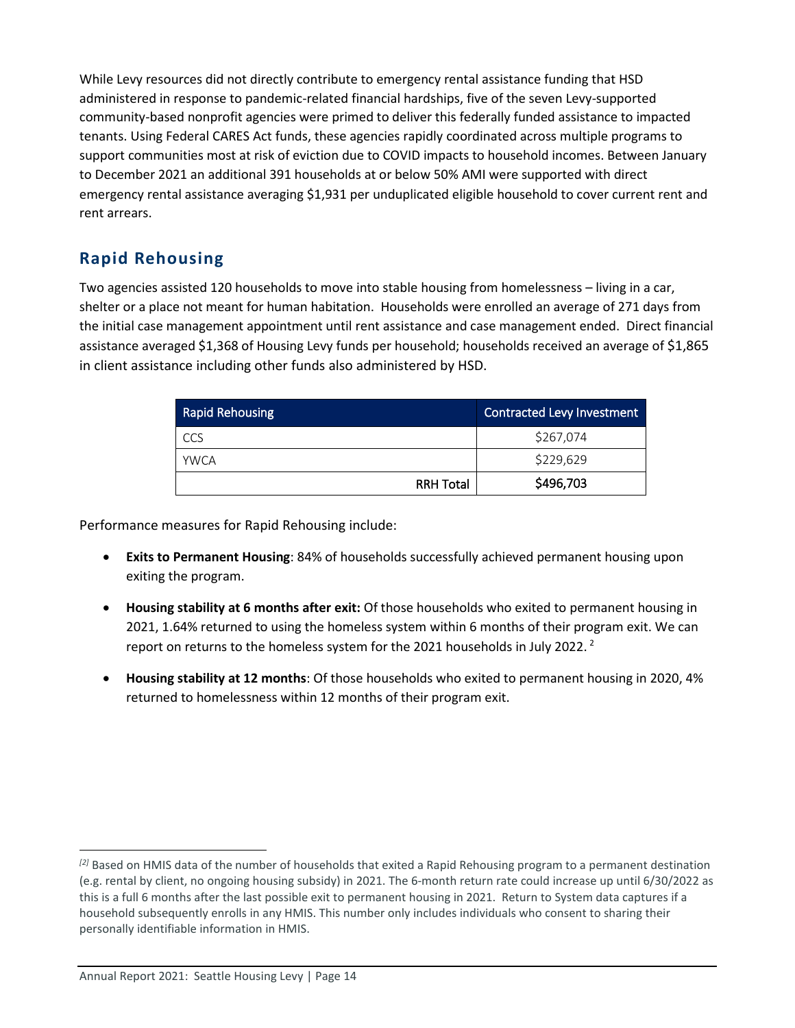While Levy resources did not directly contribute to emergency rental assistance funding that HSD administered in response to pandemic-related financial hardships, five of the seven Levy-supported community-based nonprofit agencies were primed to deliver this federally funded assistance to impacted tenants. Using Federal CARES Act funds, these agencies rapidly coordinated across multiple programs to support communities most at risk of eviction due to COVID impacts to household incomes. Between January to December 2021 an additional 391 households at or below 50% AMI were supported with direct emergency rental assistance averaging $1,931 per unduplicated eligible household to cover current rent and rent arrears.

## Rapid Rehousing

Two agencies assisted 120 households to move into stable housing from homelessness – living in a car, shelter or a place not meant for human habitation. Households were enrolled an average of 271 days from the initial case management appointment until rent assistance and case management ended. Direct financial assistance averaged $1,368 of Housing Levy funds per household; households received an average of $1,865 in client assistance including other funds also administered by HSD.

| Rapid Rehousing | Contracted Levy Investment |
| --- | --- |
| CCS | $267,074 |
| YWCA | $229,629 |
| **RRH Total** | **$496,703** |

Performance measures for Rapid Rehousing include:

- **Exits to Permanent Housing**: 84% of households successfully achieved permanent housing upon exiting the program.
- **Housing stability at 6 months after exit:** Of those households who exited to permanent housing in 2021, 1.64% returned to using the homeless system within 6 months of their program exit. We can report on returns to the homeless system for the 2021 households in July 2022. [2]
- **Housing stability at 12 months**: Of those households who exited to permanent housing in 2020, 4% returned to homelessness within 12 months of their program exit.

[2] Based on HMIS data of the number of households that exited a Rapid Rehousing program to a permanent destination (e.g. rental by client, no ongoing housing subsidy) in 2021. The 6-month return rate could increase up until 6/30/2022 as this is a full 6 months after the last possible exit to permanent housing in 2021. Return to System data captures if a household subsequently enrolls in any HMIS. This number only includes individuals who consent to sharing their personally identifiable information in HMIS.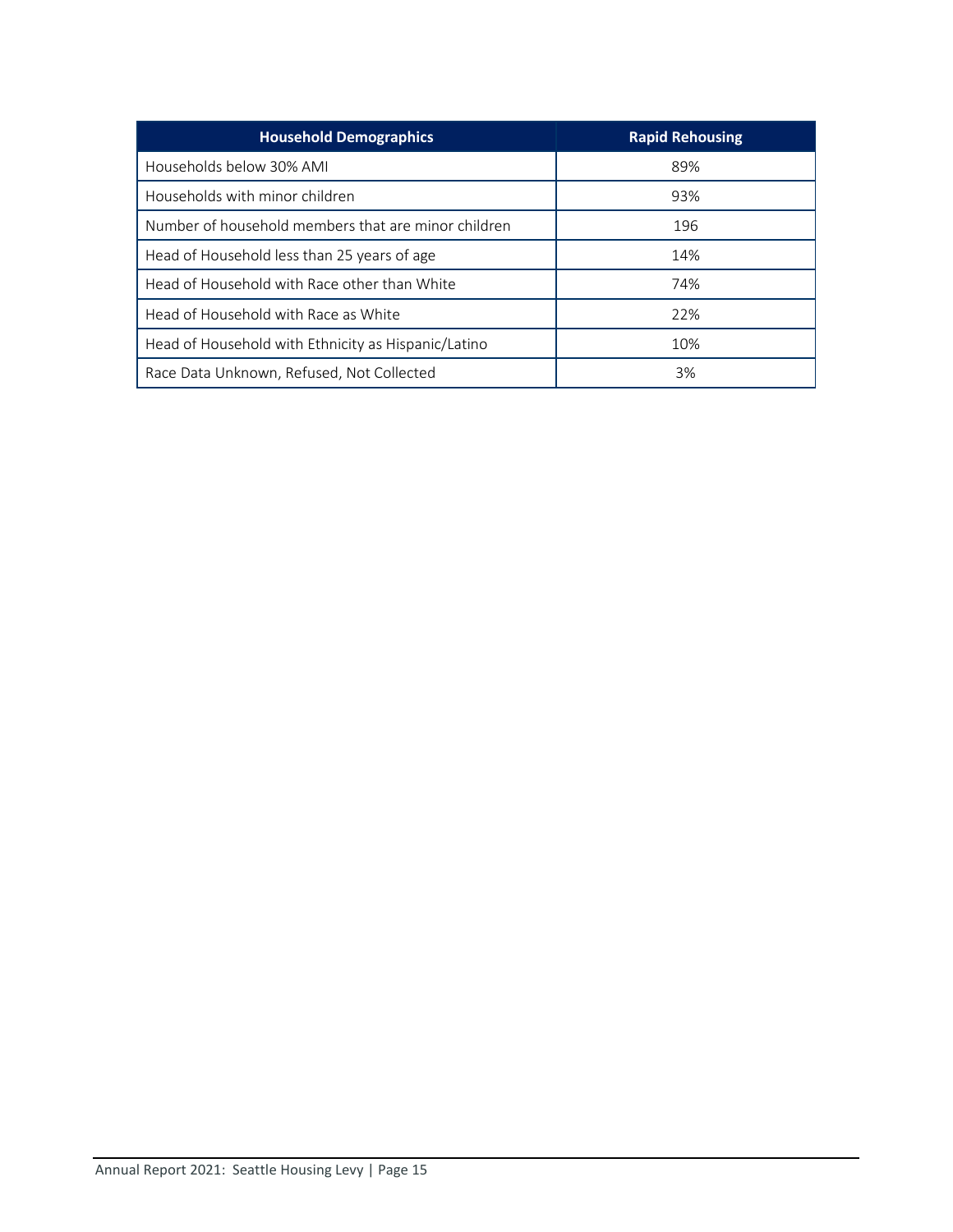| Household Demographics | Rapid Rehousing |
| --- | --- |
| Households below 30% AMI | 89% |
| Households with minor children | 93% |
| Number of household members that are minor children | 196 |
| Head of Household less than 25 years of age | 14% |
| Head of Household with Race other than White | 74% |
| Head of Household with Race as White | 22% |
| Head of Household with Ethnicity as Hispanic/Latino | 10% |
| Race Data Unknown, Refused, Not Collected | 3% |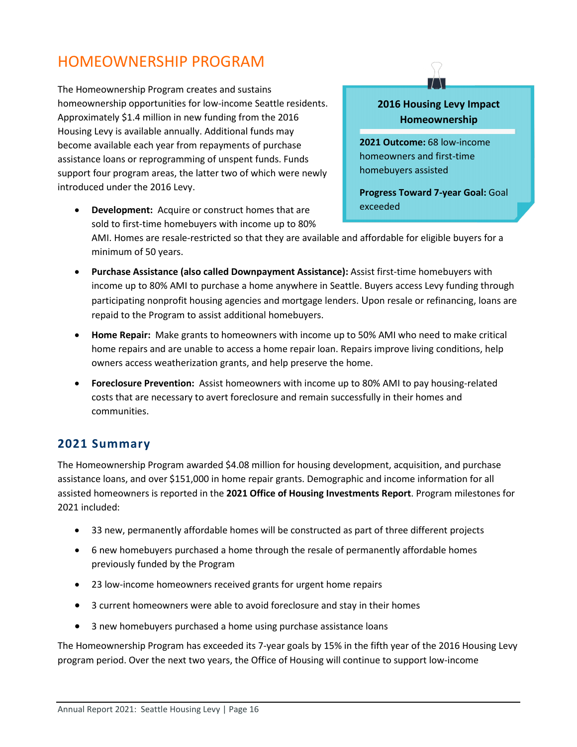# HOMEOWNERSHIP PROGRAM

The Homeownership Program creates and sustains homeownership opportunities for low-income Seattle residents. Approximately $1.4 million in new funding from the 2016 Housing Levy is available annually. Additional funds may become available each year from repayments of purchase assistance loans or reprogramming of unspent funds. Funds support four program areas, the latter two of which were newly introduced under the 2016 Levy.

> **2016 Housing Levy Impact Homeownership**
>
> **2021 Outcome:** 68 low-income homeowners and first-time homebuyers assisted
>
> **Progress Toward 7-year Goal:** Goal exceeded

- **Development:** Acquire or construct homes that are sold to first-time homebuyers with income up to 80% AMI. Homes are resale-restricted so that they are available and affordable for eligible buyers for a minimum of 50 years.
- **Purchase Assistance (also called Downpayment Assistance):** Assist first-time homebuyers with income up to 80% AMI to purchase a home anywhere in Seattle. Buyers access Levy funding through participating nonprofit housing agencies and mortgage lenders. Upon resale or refinancing, loans are repaid to the Program to assist additional homebuyers.
- **Home Repair:** Make grants to homeowners with income up to 50% AMI who need to make critical home repairs and are unable to access a home repair loan. Repairs improve living conditions, help owners access weatherization grants, and help preserve the home.
- **Foreclosure Prevention:** Assist homeowners with income up to 80% AMI to pay housing-related costs that are necessary to avert foreclosure and remain successfully in their homes and communities.

## 2021 Summary

The Homeownership Program awarded $4.08 million for housing development, acquisition, and purchase assistance loans, and over $151,000 in home repair grants. Demographic and income information for all assisted homeowners is reported in the **2021 Office of Housing Investments Report**. Program milestones for 2021 included:

- 33 new, permanently affordable homes will be constructed as part of three different projects
- 6 new homebuyers purchased a home through the resale of permanently affordable homes previously funded by the Program
- 23 low-income homeowners received grants for urgent home repairs
- 3 current homeowners were able to avoid foreclosure and stay in their homes
- 3 new homebuyers purchased a home using purchase assistance loans

The Homeownership Program has exceeded its 7-year goals by 15% in the fifth year of the 2016 Housing Levy program period. Over the next two years, the Office of Housing will continue to support low-income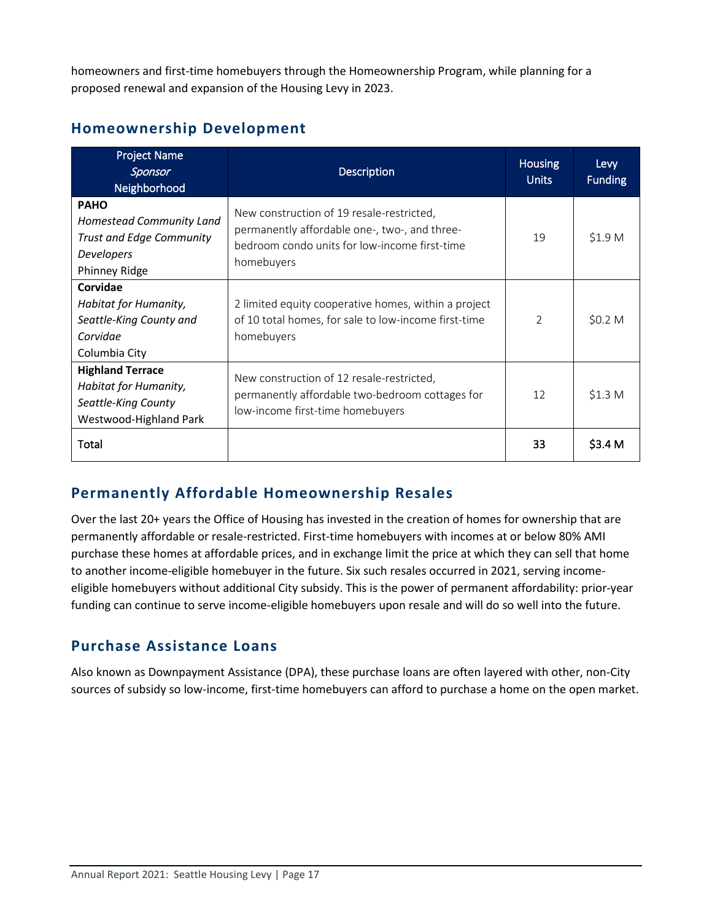homeowners and first-time homebuyers through the Homeownership Program, while planning for a proposed renewal and expansion of the Housing Levy in 2023.

## Homeownership Development

| Project Name<br>*Sponsor*<br>Neighborhood | Description | Housing Units | Levy Funding |
|---|---|---|---|
| **PAHO**<br>*Homestead Community Land Trust and Edge Community Developers*<br>Phinney Ridge | New construction of 19 resale-restricted, permanently affordable one-, two-, and three-bedroom condo units for low-income first-time homebuyers | 19 | $1.9 M |
| **Corvidae**<br>*Habitat for Humanity, Seattle-King County and Corvidae*<br>Columbia City | 2 limited equity cooperative homes, within a project of 10 total homes, for sale to low-income first-time homebuyers | 2 | $0.2 M |
| **Highland Terrace**<br>*Habitat for Humanity, Seattle-King County*<br>Westwood-Highland Park | New construction of 12 resale-restricted, permanently affordable two-bedroom cottages for low-income first-time homebuyers | 12 | $1.3 M |
| Total | | **33** | **$3.4 M** |

## Permanently Affordable Homeownership Resales

Over the last 20+ years the Office of Housing has invested in the creation of homes for ownership that are permanently affordable or resale-restricted. First-time homebuyers with incomes at or below 80% AMI purchase these homes at affordable prices, and in exchange limit the price at which they can sell that home to another income-eligible homebuyer in the future. Six such resales occurred in 2021, serving income-eligible homebuyers without additional City subsidy. This is the power of permanent affordability: prior-year funding can continue to serve income-eligible homebuyers upon resale and will do so well into the future.

## Purchase Assistance Loans

Also known as Downpayment Assistance (DPA), these purchase loans are often layered with other, non-City sources of subsidy so low-income, first-time homebuyers can afford to purchase a home on the open market.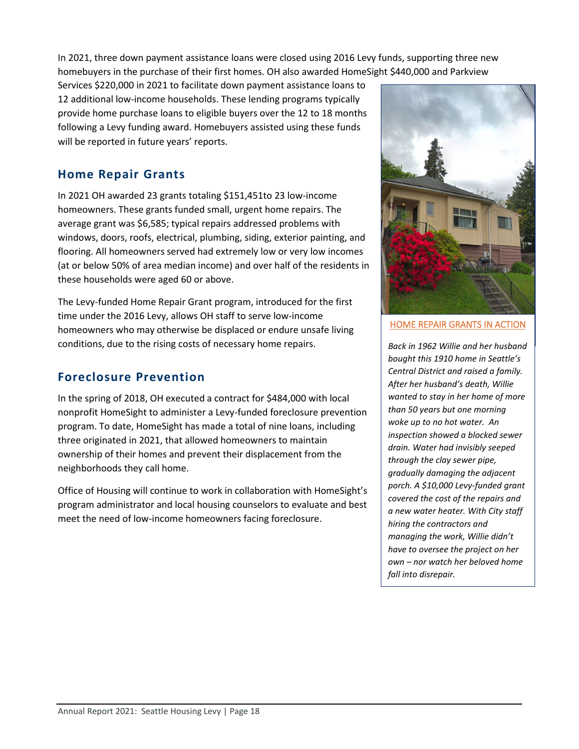In 2021, three down payment assistance loans were closed using 2016 Levy funds, supporting three new homebuyers in the purchase of their first homes. OH also awarded HomeSight $440,000 and Parkview Services $220,000 in 2021 to facilitate down payment assistance loans to 12 additional low-income households. These lending programs typically provide home purchase loans to eligible buyers over the 12 to 18 months following a Levy funding award. Homebuyers assisted using these funds will be reported in future years' reports.

## Home Repair Grants

In 2021 OH awarded 23 grants totaling $151,451to 23 low-income homeowners. These grants funded small, urgent home repairs. The average grant was $6,585; typical repairs addressed problems with windows, doors, roofs, electrical, plumbing, siding, exterior painting, and flooring. All homeowners served had extremely low or very low incomes (at or below 50% of area median income) and over half of the residents in these households were aged 60 or above.

The Levy-funded Home Repair Grant program, introduced for the first time under the 2016 Levy, allows OH staff to serve low-income homeowners who may otherwise be displaced or endure unsafe living conditions, due to the rising costs of necessary home repairs.

HOME REPAIR GRANTS IN ACTION

*Back in 1962 Willie and her husband bought this 1910 home in Seattle's Central District and raised a family. After her husband's death, Willie wanted to stay in her home of more than 50 years but one morning woke up to no hot water. An inspection showed a blocked sewer drain. Water had invisibly seeped through the clay sewer pipe, gradually damaging the adjacent porch. A $10,000 Levy-funded grant covered the cost of the repairs and a new water heater. With City staff hiring the contractors and managing the work, Willie didn't have to oversee the project on her own – nor watch her beloved home fall into disrepair.*

## Foreclosure Prevention

In the spring of 2018, OH executed a contract for $484,000 with local nonprofit HomeSight to administer a Levy-funded foreclosure prevention program. To date, HomeSight has made a total of nine loans, including three originated in 2021, that allowed homeowners to maintain ownership of their homes and prevent their displacement from the neighborhoods they call home.

Office of Housing will continue to work in collaboration with HomeSight's program administrator and local housing counselors to evaluate and best meet the need of low-income homeowners facing foreclosure.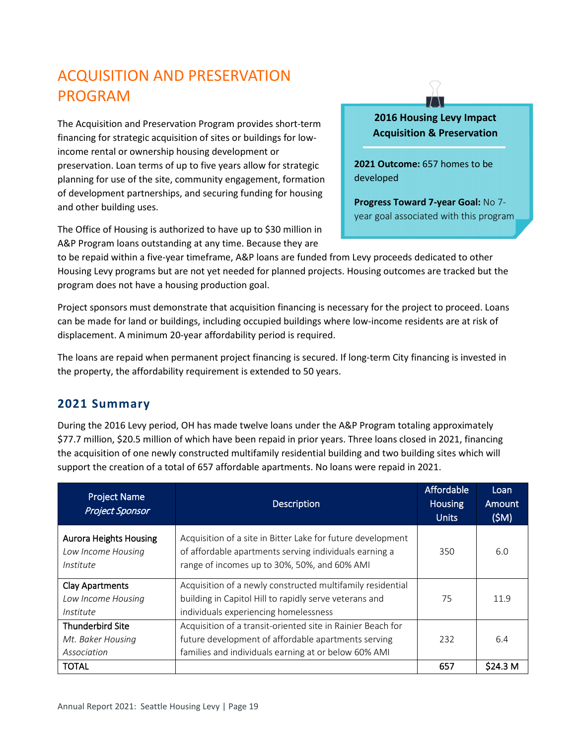# ACQUISITION AND PRESERVATION PROGRAM

The Acquisition and Preservation Program provides short-term financing for strategic acquisition of sites or buildings for low-income rental or ownership housing development or preservation. Loan terms of up to five years allow for strategic planning for use of the site, community engagement, formation of development partnerships, and securing funding for housing and other building uses.

**2016 Housing Levy Impact**
**Acquisition & Preservation**

**2021 Outcome:** 657 homes to be developed

**Progress Toward 7-year Goal:** No 7-year goal associated with this program

The Office of Housing is authorized to have up to $30 million in A&P Program loans outstanding at any time. Because they are to be repaid within a five-year timeframe, A&P loans are funded from Levy proceeds dedicated to other Housing Levy programs but are not yet needed for planned projects. Housing outcomes are tracked but the program does not have a housing production goal.

Project sponsors must demonstrate that acquisition financing is necessary for the project to proceed. Loans can be made for land or buildings, including occupied buildings where low-income residents are at risk of displacement. A minimum 20-year affordability period is required.

The loans are repaid when permanent project financing is secured. If long-term City financing is invested in the property, the affordability requirement is extended to 50 years.

## 2021 Summary

During the 2016 Levy period, OH has made twelve loans under the A&P Program totaling approximately $77.7 million, $20.5 million of which have been repaid in prior years. Three loans closed in 2021, financing the acquisition of one newly constructed multifamily residential building and two building sites which will support the creation of a total of 657 affordable apartments. No loans were repaid in 2021.

| Project Name<br>*Project Sponsor* | Description | Affordable Housing Units | Loan Amount ($M) |
|---|---|---|---|
| Aurora Heights Housing<br>*Low Income Housing Institute* | Acquisition of a site in Bitter Lake for future development of affordable apartments serving individuals earning a range of incomes up to 30%, 50%, and 60% AMI | 350 | 6.0 |
| Clay Apartments<br>*Low Income Housing Institute* | Acquisition of a newly constructed multifamily residential building in Capitol Hill to rapidly serve veterans and individuals experiencing homelessness | 75 | 11.9 |
| Thunderbird Site<br>*Mt. Baker Housing Association* | Acquisition of a transit-oriented site in Rainier Beach for future development of affordable apartments serving families and individuals earning at or below 60% AMI | 232 | 6.4 |
| TOTAL | | 657 | $24.3 M |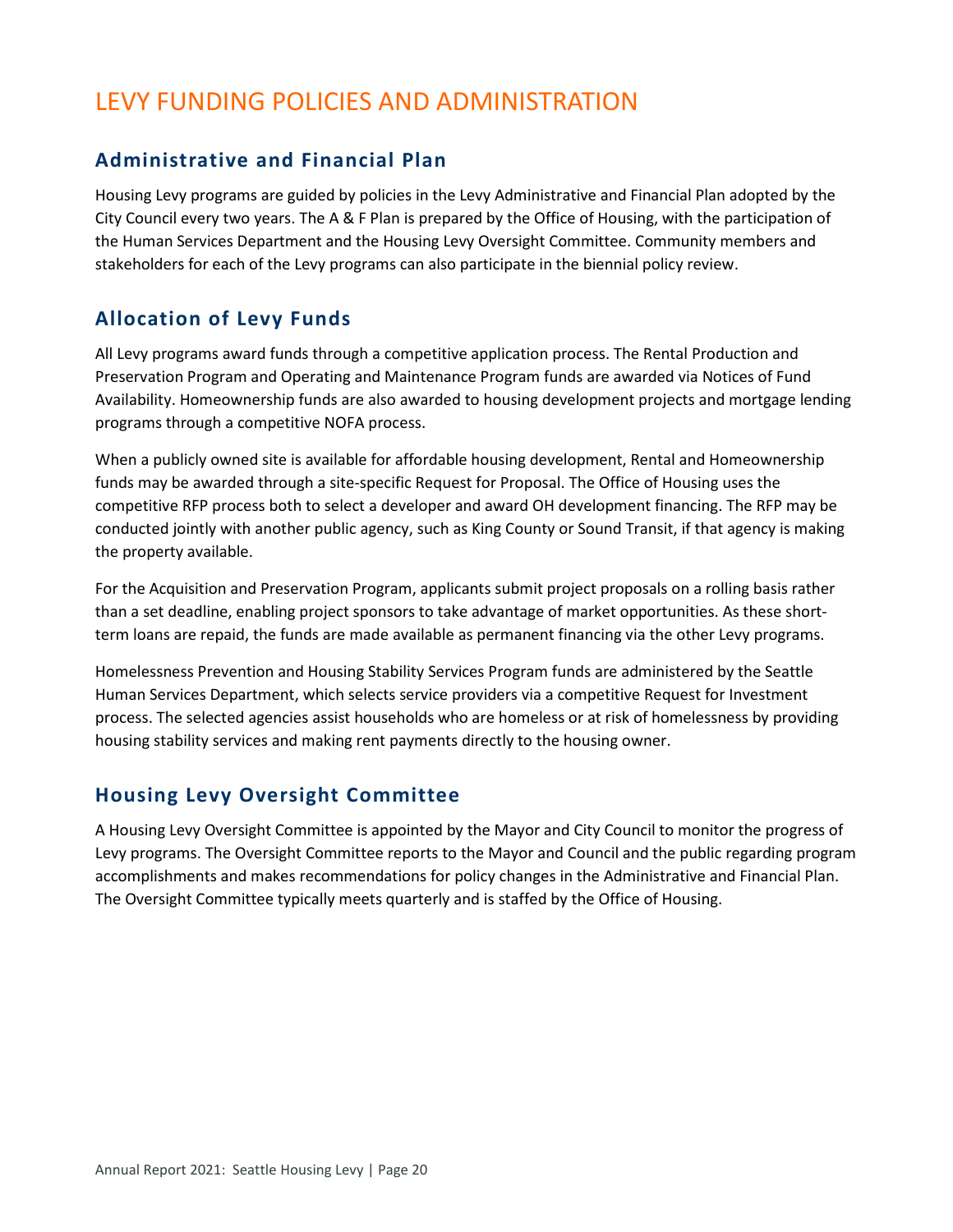# LEVY FUNDING POLICIES AND ADMINISTRATION

## Administrative and Financial Plan

Housing Levy programs are guided by policies in the Levy Administrative and Financial Plan adopted by the City Council every two years. The A & F Plan is prepared by the Office of Housing, with the participation of the Human Services Department and the Housing Levy Oversight Committee. Community members and stakeholders for each of the Levy programs can also participate in the biennial policy review.

## Allocation of Levy Funds

All Levy programs award funds through a competitive application process. The Rental Production and Preservation Program and Operating and Maintenance Program funds are awarded via Notices of Fund Availability. Homeownership funds are also awarded to housing development projects and mortgage lending programs through a competitive NOFA process.

When a publicly owned site is available for affordable housing development, Rental and Homeownership funds may be awarded through a site-specific Request for Proposal. The Office of Housing uses the competitive RFP process both to select a developer and award OH development financing. The RFP may be conducted jointly with another public agency, such as King County or Sound Transit, if that agency is making the property available.

For the Acquisition and Preservation Program, applicants submit project proposals on a rolling basis rather than a set deadline, enabling project sponsors to take advantage of market opportunities. As these short-term loans are repaid, the funds are made available as permanent financing via the other Levy programs.

Homelessness Prevention and Housing Stability Services Program funds are administered by the Seattle Human Services Department, which selects service providers via a competitive Request for Investment process. The selected agencies assist households who are homeless or at risk of homelessness by providing housing stability services and making rent payments directly to the housing owner.

## Housing Levy Oversight Committee

A Housing Levy Oversight Committee is appointed by the Mayor and City Council to monitor the progress of Levy programs. The Oversight Committee reports to the Mayor and Council and the public regarding program accomplishments and makes recommendations for policy changes in the Administrative and Financial Plan. The Oversight Committee typically meets quarterly and is staffed by the Office of Housing.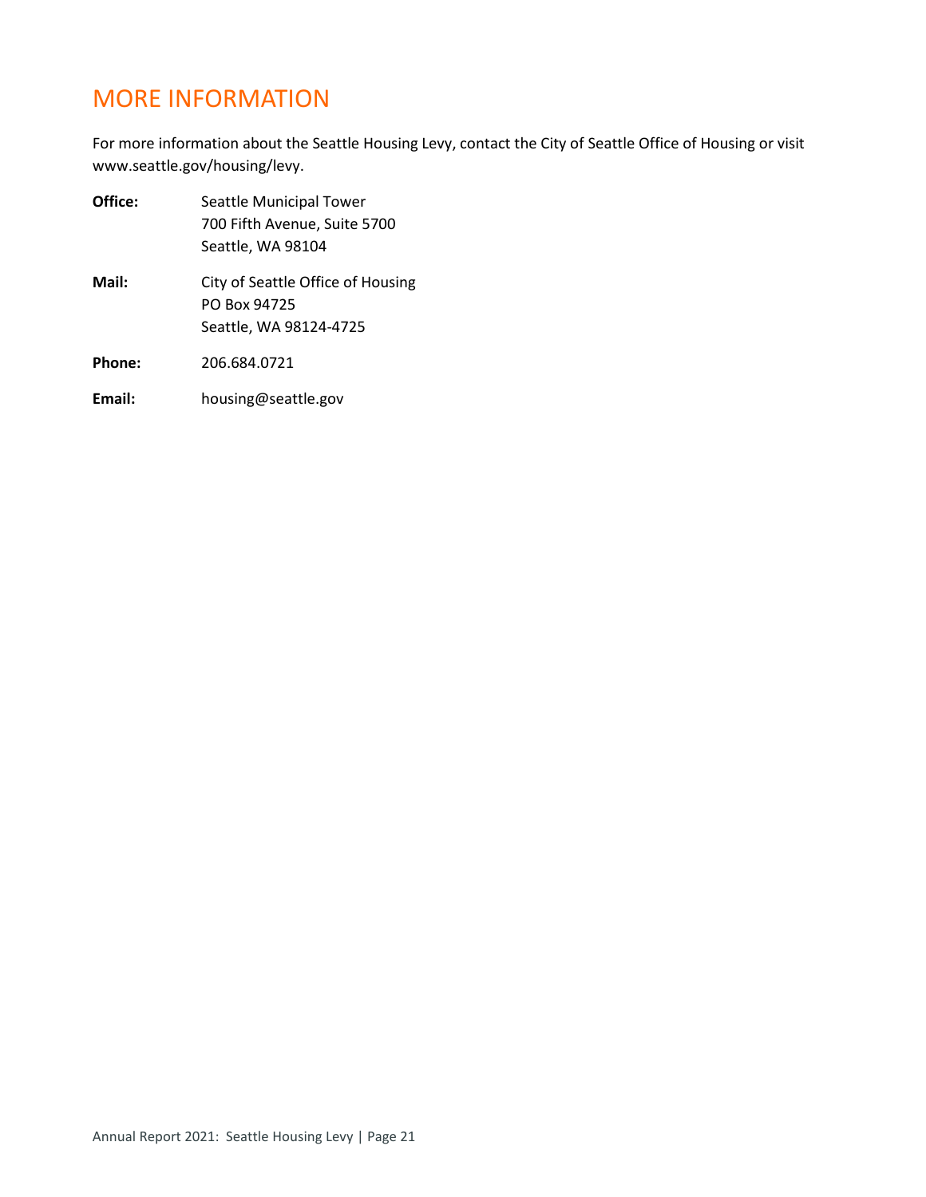## MORE INFORMATION

For more information about the Seattle Housing Levy, contact the City of Seattle Office of Housing or visit www.seattle.gov/housing/levy.

**Office:** Seattle Municipal Tower
700 Fifth Avenue, Suite 5700
Seattle, WA 98104

**Mail:** City of Seattle Office of Housing
PO Box 94725
Seattle, WA 98124-4725

**Phone:** 206.684.0721

**Email:** housing@seattle.gov